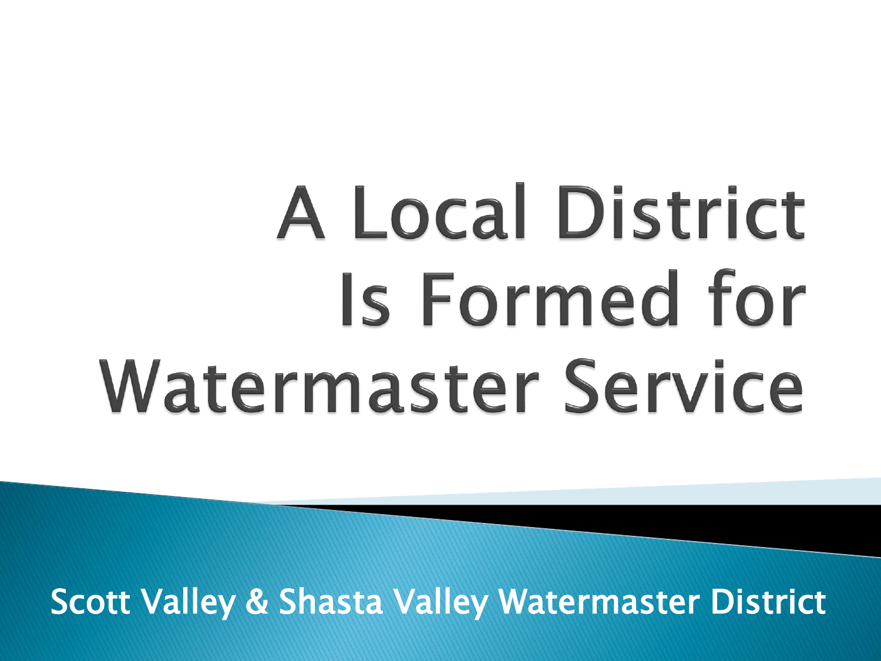# A Local District Is Formed for Watermaster Service

Scott Valley & Shasta Valley Watermaster District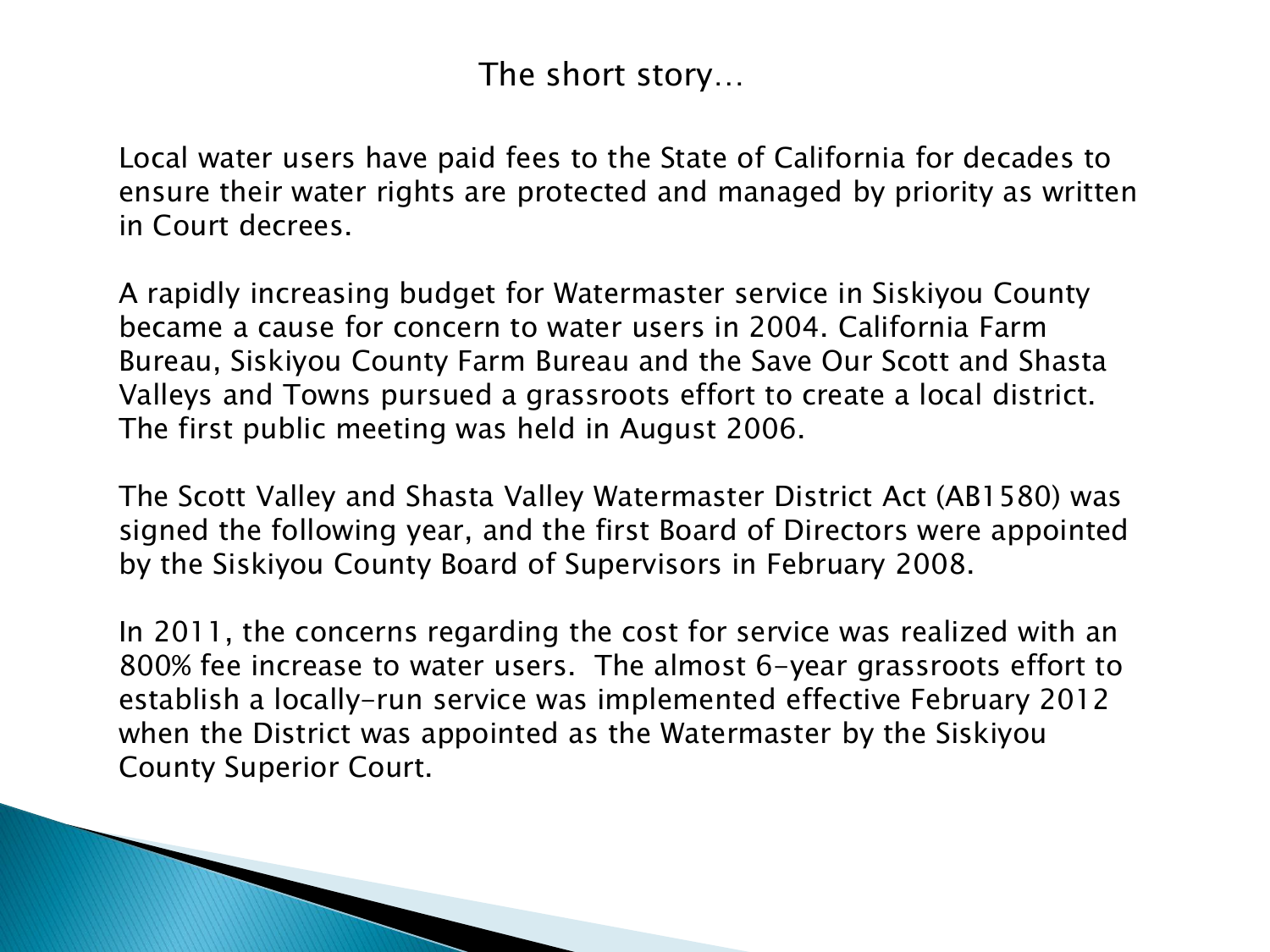# The short story…

Local water users have paid fees to the State of California for decades to ensure their water rights are protected and managed by priority as written in Court decrees.

A rapidly increasing budget for Watermaster service in Siskiyou County became a cause for concern to water users in 2004. California Farm Bureau, Siskiyou County Farm Bureau and the Save Our Scott and Shasta Valleys and Towns pursued a grassroots effort to create a local district. The first public meeting was held in August 2006.

The Scott Valley and Shasta Valley Watermaster District Act (AB1580) was signed the following year, and the first Board of Directors were appointed by the Siskiyou County Board of Supervisors in February 2008.

In 2011, the concerns regarding the cost for service was realized with an 800% fee increase to water users. The almost 6-year grassroots effort to establish a locally-run service was implemented effective February 2012 when the District was appointed as the Watermaster by the Siskiyou County Superior Court.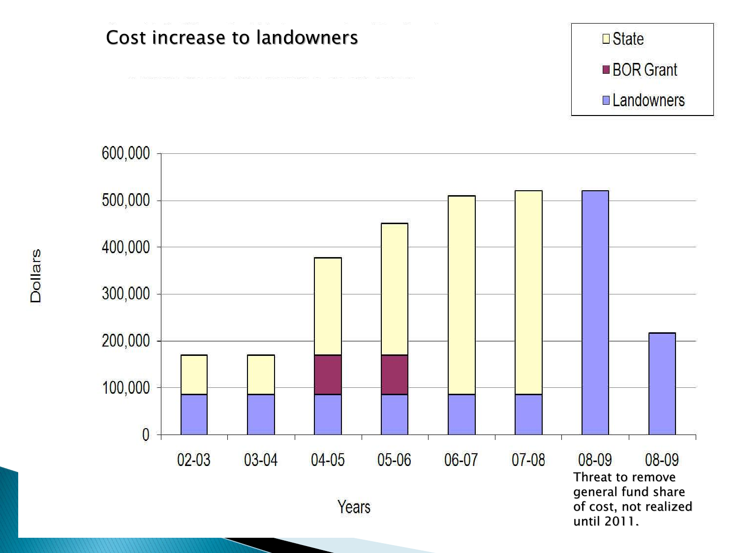# Cost increase to landowners

- State
- BOR Grant
- Landowners

Dollars

600,000
500,000
400,000
300,000
200,000
100,000
0

02-03 03-04 04-05 05-06 06-07 07-08 08-09 08-09

Years

Threat to remove general fund share of cost, not realized until 2011.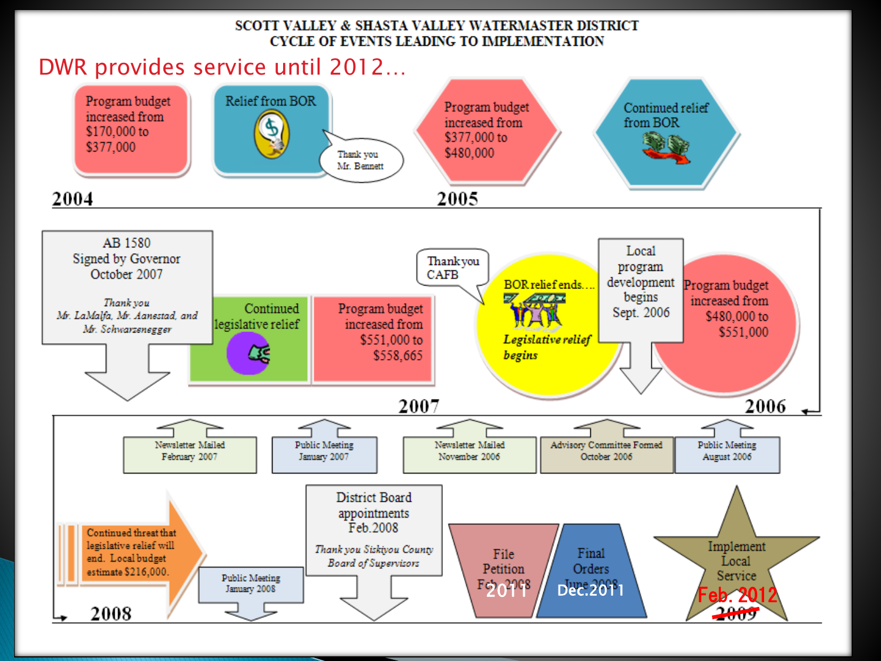# SCOTT VALLEY & SHASTA VALLEY WATERMASTER DISTRICT
## CYCLE OF EVENTS LEADING TO IMPLEMENTATION

DWR provides service until 2012…

### 2004

- Program budget increased from $170,000 to $377,000
- Relief from BOR — Thank you Mr. Bennett

### 2005

- Program budget increased from $377,000 to $480,000
- Continued relief from BOR

### 2006

- Program budget increased from $480,000 to $551,000
- Local program development begins Sept. 2006
- BOR relief ends…. *Legislative relief begins* — Thank you CAFB
- Public Meeting August 2006
- Advisory Committee Formed October 2006
- Newsletter Mailed November 2006

### 2007

- Program budget increased from $551,000 to $558,665
- Continued legislative relief
- AB 1580 Signed by Governor October 2007 — *Thank you Mr. LaMalfa, Mr. Aanestad, and Mr. Schwarzenegger*
- Public Meeting January 2007
- Newsletter Mailed February 2007

### 2008

- Continued threat that legislative relief will end. Local budget estimate $216,000.
- Public Meeting January 2008
- District Board appointments Feb. 2008 — *Thank you Siskiyou County Board of Supervisors*
- File Petition ~~Feb. 2008~~ 2011
- Final Orders ~~June 2008~~ Dec.2011
- Implement Local Service ~~2009~~ Feb. 2012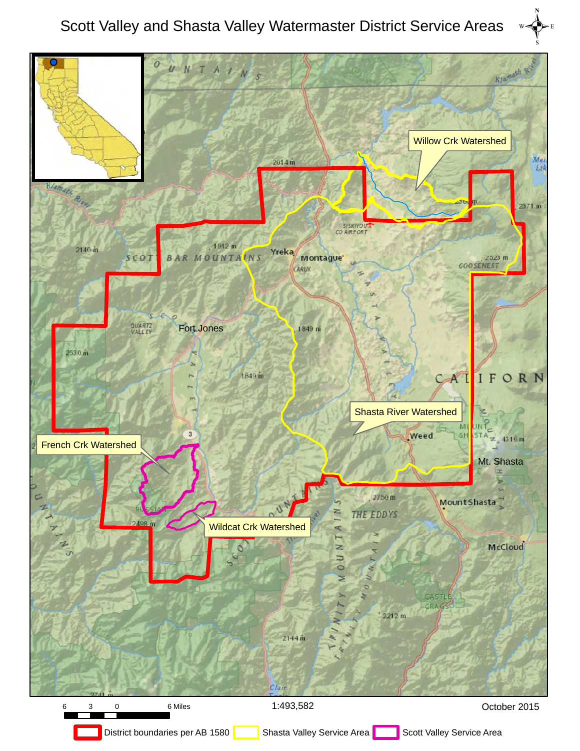# Scott Valley and Shasta Valley Watermaster District Service Areas

Willow Crk Watershed

Shasta River Watershed

French Crk Watershed

Wildcat Crk Watershed

6 3 0 6 Miles

1:493,582

October 2015

District boundaries per AB 1580 | Shasta Valley Service Area | Scott Valley Service Area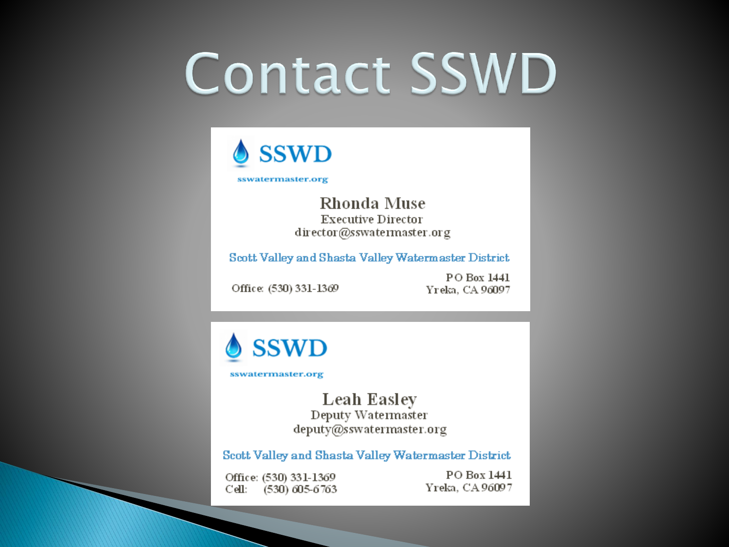# Contact SSWD

SSWD

sswatermaster.org

**Rhonda Muse**
Executive Director
director@sswatermaster.org

Scott Valley and Shasta Valley Watermaster District

Office: (530) 331-1369

PO Box 1441
Yreka, CA 96097

---

SSWD

sswatermaster.org

**Leah Easley**
Deputy Watermaster
deputy@sswatermaster.org

Scott Valley and Shasta Valley Watermaster District

Office: (530) 331-1369
Cell: (530) 605-6763

PO Box 1441
Yreka, CA 96097